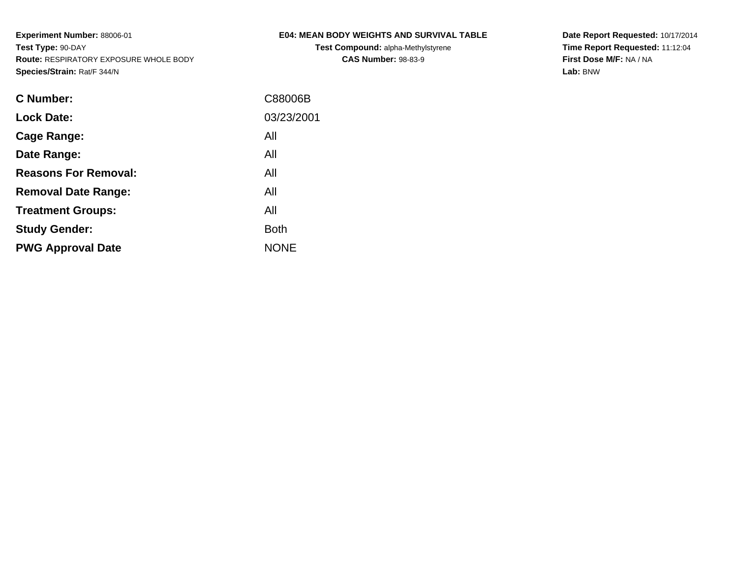**Experiment Number:** 88006-01
**Test Type:** 90-DAY
**Route:** RESPIRATORY EXPOSURE WHOLE BODY
**Species/Strain:** Rat/F 344/N

**E04: MEAN BODY WEIGHTS AND SURVIVAL TABLE**
**Test Compound:** alpha-Methylstyrene
**CAS Number:** 98-83-9

**Date Report Requested:** 10/17/2014
**Time Report Requested:** 11:12:04
**First Dose M/F:** NA / NA
**Lab:** BNW

| | |
|---|---|
| **C Number:** | C88006B |
| **Lock Date:** | 03/23/2001 |
| **Cage Range:** | All |
| **Date Range:** | All |
| **Reasons For Removal:** | All |
| **Removal Date Range:** | All |
| **Treatment Groups:** | All |
| **Study Gender:** | Both |
| **PWG Approval Date** | NONE |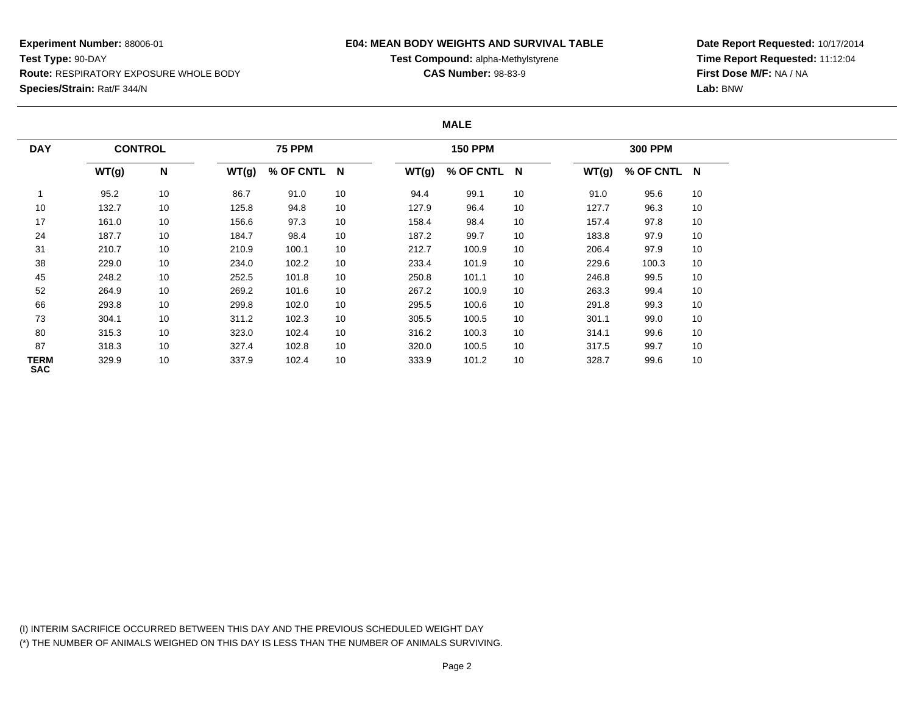**Experiment Number:** 88006-01
**Test Type:** 90-DAY
**Route:** RESPIRATORY EXPOSURE WHOLE BODY
**Species/Strain:** Rat/F 344/N

**E04: MEAN BODY WEIGHTS AND SURVIVAL TABLE**
**Test Compound:** alpha-Methylstyrene
**CAS Number:** 98-83-9

**Date Report Requested:** 10/17/2014
**Time Report Requested:** 11:12:04
**First Dose M/F:** NA / NA
**Lab:** BNW

**MALE**

| DAY | CONTROL | | 75 PPM | | | 150 PPM | | | 300 PPM | | |
|---|---|---|---|---|---|---|---|---|---|---|---|
| | WT(g) | N | WT(g) | % OF CNTL | N | WT(g) | % OF CNTL | N | WT(g) | % OF CNTL | N |
| 1 | 95.2 | 10 | 86.7 | 91.0 | 10 | 94.4 | 99.1 | 10 | 91.0 | 95.6 | 10 |
| 10 | 132.7 | 10 | 125.8 | 94.8 | 10 | 127.9 | 96.4 | 10 | 127.7 | 96.3 | 10 |
| 17 | 161.0 | 10 | 156.6 | 97.3 | 10 | 158.4 | 98.4 | 10 | 157.4 | 97.8 | 10 |
| 24 | 187.7 | 10 | 184.7 | 98.4 | 10 | 187.2 | 99.7 | 10 | 183.8 | 97.9 | 10 |
| 31 | 210.7 | 10 | 210.9 | 100.1 | 10 | 212.7 | 100.9 | 10 | 206.4 | 97.9 | 10 |
| 38 | 229.0 | 10 | 234.0 | 102.2 | 10 | 233.4 | 101.9 | 10 | 229.6 | 100.3 | 10 |
| 45 | 248.2 | 10 | 252.5 | 101.8 | 10 | 250.8 | 101.1 | 10 | 246.8 | 99.5 | 10 |
| 52 | 264.9 | 10 | 269.2 | 101.6 | 10 | 267.2 | 100.9 | 10 | 263.3 | 99.4 | 10 |
| 66 | 293.8 | 10 | 299.8 | 102.0 | 10 | 295.5 | 100.6 | 10 | 291.8 | 99.3 | 10 |
| 73 | 304.1 | 10 | 311.2 | 102.3 | 10 | 305.5 | 100.5 | 10 | 301.1 | 99.0 | 10 |
| 80 | 315.3 | 10 | 323.0 | 102.4 | 10 | 316.2 | 100.3 | 10 | 314.1 | 99.6 | 10 |
| 87 | 318.3 | 10 | 327.4 | 102.8 | 10 | 320.0 | 100.5 | 10 | 317.5 | 99.7 | 10 |
| TERM SAC | 329.9 | 10 | 337.9 | 102.4 | 10 | 333.9 | 101.2 | 10 | 328.7 | 99.6 | 10 |

(I) INTERIM SACRIFICE OCCURRED BETWEEN THIS DAY AND THE PREVIOUS SCHEDULED WEIGHT DAY
(*) THE NUMBER OF ANIMALS WEIGHED ON THIS DAY IS LESS THAN THE NUMBER OF ANIMALS SURVIVING.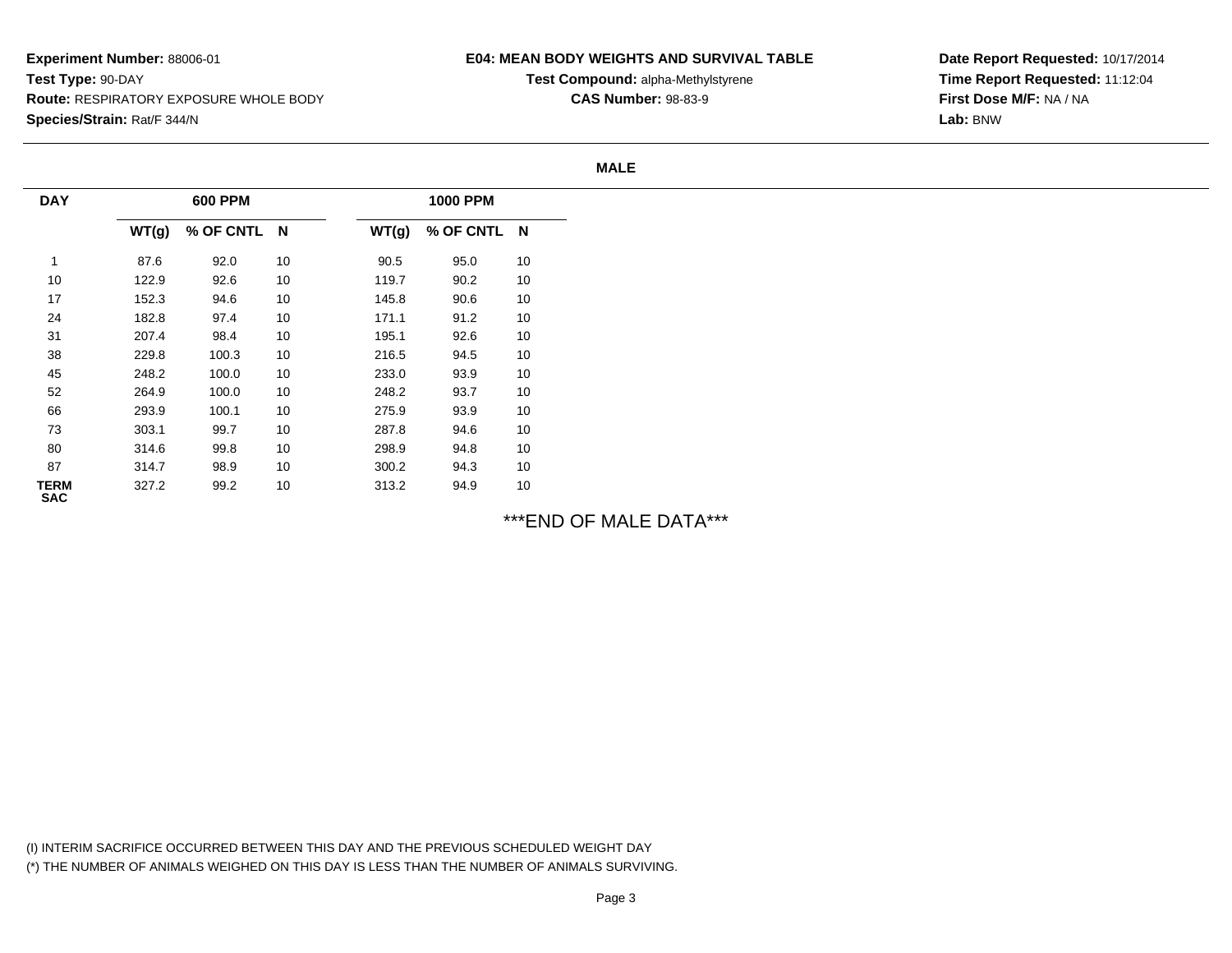**Experiment Number:** 88006-01
**Test Type:** 90-DAY
**Route:** RESPIRATORY EXPOSURE WHOLE BODY
**Species/Strain:** Rat/F 344/N

**E04: MEAN BODY WEIGHTS AND SURVIVAL TABLE**
**Test Compound:** alpha-Methylstyrene
**CAS Number:** 98-83-9

**Date Report Requested:** 10/17/2014
**Time Report Requested:** 11:12:04
**First Dose M/F:** NA / NA
**Lab:** BNW

**MALE**

| DAY | 600 PPM | | | 1000 PPM | | |
|---|---|---|---|---|---|---|
| | WT(g) | % OF CNTL | N | WT(g) | % OF CNTL | N |
| 1 | 87.6 | 92.0 | 10 | 90.5 | 95.0 | 10 |
| 10 | 122.9 | 92.6 | 10 | 119.7 | 90.2 | 10 |
| 17 | 152.3 | 94.6 | 10 | 145.8 | 90.6 | 10 |
| 24 | 182.8 | 97.4 | 10 | 171.1 | 91.2 | 10 |
| 31 | 207.4 | 98.4 | 10 | 195.1 | 92.6 | 10 |
| 38 | 229.8 | 100.3 | 10 | 216.5 | 94.5 | 10 |
| 45 | 248.2 | 100.0 | 10 | 233.0 | 93.9 | 10 |
| 52 | 264.9 | 100.0 | 10 | 248.2 | 93.7 | 10 |
| 66 | 293.9 | 100.1 | 10 | 275.9 | 93.9 | 10 |
| 73 | 303.1 | 99.7 | 10 | 287.8 | 94.6 | 10 |
| 80 | 314.6 | 99.8 | 10 | 298.9 | 94.8 | 10 |
| 87 | 314.7 | 98.9 | 10 | 300.2 | 94.3 | 10 |
| TERM SAC | 327.2 | 99.2 | 10 | 313.2 | 94.9 | 10 |

***END OF MALE DATA***

(I) INTERIM SACRIFICE OCCURRED BETWEEN THIS DAY AND THE PREVIOUS SCHEDULED WEIGHT DAY
(*) THE NUMBER OF ANIMALS WEIGHED ON THIS DAY IS LESS THAN THE NUMBER OF ANIMALS SURVIVING.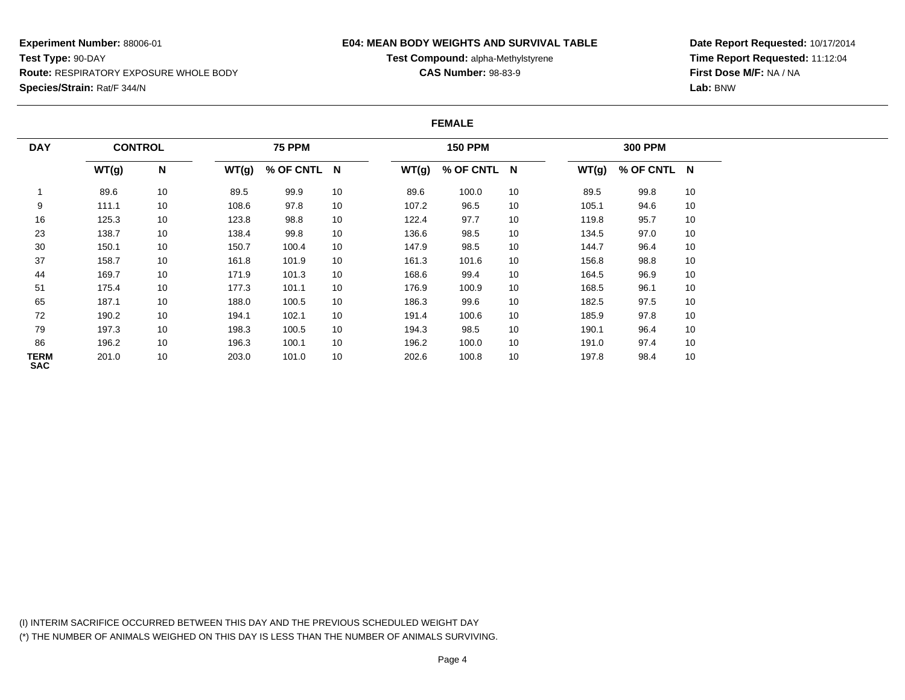**Experiment Number:** 88006-01
**Test Type:** 90-DAY
**Route:** RESPIRATORY EXPOSURE WHOLE BODY
**Species/Strain:** Rat/F 344/N

**E04: MEAN BODY WEIGHTS AND SURVIVAL TABLE**
**Test Compound:** alpha-Methylstyrene
**CAS Number:** 98-83-9

**Date Report Requested:** 10/17/2014
**Time Report Requested:** 11:12:04
**First Dose M/F:** NA / NA
**Lab:** BNW

## FEMALE

| DAY | CONTROL | | 75 PPM | | | 150 PPM | | | 300 PPM | | |
|---|---|---|---|---|---|---|---|---|---|---|---|
| | WT(g) | N | WT(g) | % OF CNTL | N | WT(g) | % OF CNTL | N | WT(g) | % OF CNTL | N |
| 1 | 89.6 | 10 | 89.5 | 99.9 | 10 | 89.6 | 100.0 | 10 | 89.5 | 99.8 | 10 |
| 9 | 111.1 | 10 | 108.6 | 97.8 | 10 | 107.2 | 96.5 | 10 | 105.1 | 94.6 | 10 |
| 16 | 125.3 | 10 | 123.8 | 98.8 | 10 | 122.4 | 97.7 | 10 | 119.8 | 95.7 | 10 |
| 23 | 138.7 | 10 | 138.4 | 99.8 | 10 | 136.6 | 98.5 | 10 | 134.5 | 97.0 | 10 |
| 30 | 150.1 | 10 | 150.7 | 100.4 | 10 | 147.9 | 98.5 | 10 | 144.7 | 96.4 | 10 |
| 37 | 158.7 | 10 | 161.8 | 101.9 | 10 | 161.3 | 101.6 | 10 | 156.8 | 98.8 | 10 |
| 44 | 169.7 | 10 | 171.9 | 101.3 | 10 | 168.6 | 99.4 | 10 | 164.5 | 96.9 | 10 |
| 51 | 175.4 | 10 | 177.3 | 101.1 | 10 | 176.9 | 100.9 | 10 | 168.5 | 96.1 | 10 |
| 65 | 187.1 | 10 | 188.0 | 100.5 | 10 | 186.3 | 99.6 | 10 | 182.5 | 97.5 | 10 |
| 72 | 190.2 | 10 | 194.1 | 102.1 | 10 | 191.4 | 100.6 | 10 | 185.9 | 97.8 | 10 |
| 79 | 197.3 | 10 | 198.3 | 100.5 | 10 | 194.3 | 98.5 | 10 | 190.1 | 96.4 | 10 |
| 86 | 196.2 | 10 | 196.3 | 100.1 | 10 | 196.2 | 100.0 | 10 | 191.0 | 97.4 | 10 |
| TERM SAC | 201.0 | 10 | 203.0 | 101.0 | 10 | 202.6 | 100.8 | 10 | 197.8 | 98.4 | 10 |

(I) INTERIM SACRIFICE OCCURRED BETWEEN THIS DAY AND THE PREVIOUS SCHEDULED WEIGHT DAY
(*) THE NUMBER OF ANIMALS WEIGHED ON THIS DAY IS LESS THAN THE NUMBER OF ANIMALS SURVIVING.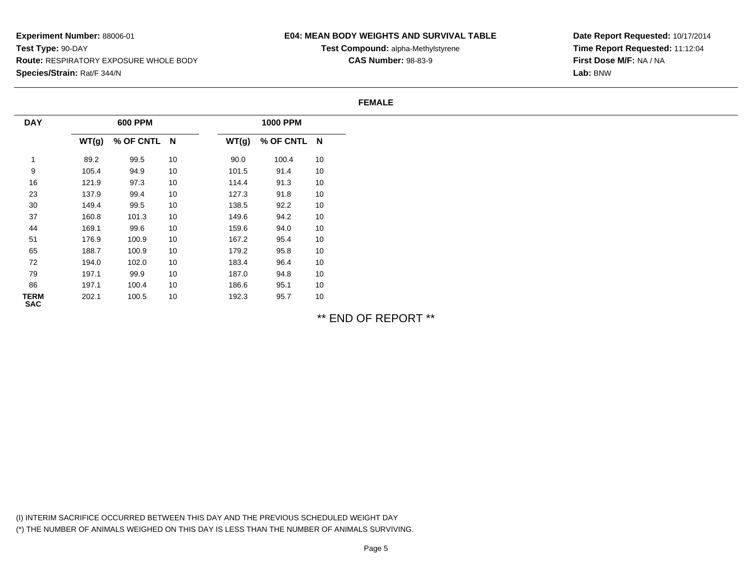**Experiment Number:** 88006-01
**Test Type:** 90-DAY
**Route:** RESPIRATORY EXPOSURE WHOLE BODY
**Species/Strain:** Rat/F 344/N

**E04: MEAN BODY WEIGHTS AND SURVIVAL TABLE**
**Test Compound:** alpha-Methylstyrene
**CAS Number:** 98-83-9

**Date Report Requested:** 10/17/2014
**Time Report Requested:** 11:12:04
**First Dose M/F:** NA / NA
**Lab:** BNW

**FEMALE**

| DAY | 600 PPM | | | 1000 PPM | | |
|---|---|---|---|---|---|---|
| | WT(g) | % OF CNTL | N | WT(g) | % OF CNTL | N |
| 1 | 89.2 | 99.5 | 10 | 90.0 | 100.4 | 10 |
| 9 | 105.4 | 94.9 | 10 | 101.5 | 91.4 | 10 |
| 16 | 121.9 | 97.3 | 10 | 114.4 | 91.3 | 10 |
| 23 | 137.9 | 99.4 | 10 | 127.3 | 91.8 | 10 |
| 30 | 149.4 | 99.5 | 10 | 138.5 | 92.2 | 10 |
| 37 | 160.8 | 101.3 | 10 | 149.6 | 94.2 | 10 |
| 44 | 169.1 | 99.6 | 10 | 159.6 | 94.0 | 10 |
| 51 | 176.9 | 100.9 | 10 | 167.2 | 95.4 | 10 |
| 65 | 188.7 | 100.9 | 10 | 179.2 | 95.8 | 10 |
| 72 | 194.0 | 102.0 | 10 | 183.4 | 96.4 | 10 |
| 79 | 197.1 | 99.9 | 10 | 187.0 | 94.8 | 10 |
| 86 | 197.1 | 100.4 | 10 | 186.6 | 95.1 | 10 |
| TERM SAC | 202.1 | 100.5 | 10 | 192.3 | 95.7 | 10 |

** END OF REPORT **

(I) INTERIM SACRIFICE OCCURRED BETWEEN THIS DAY AND THE PREVIOUS SCHEDULED WEIGHT DAY
(*) THE NUMBER OF ANIMALS WEIGHED ON THIS DAY IS LESS THAN THE NUMBER OF ANIMALS SURVIVING.